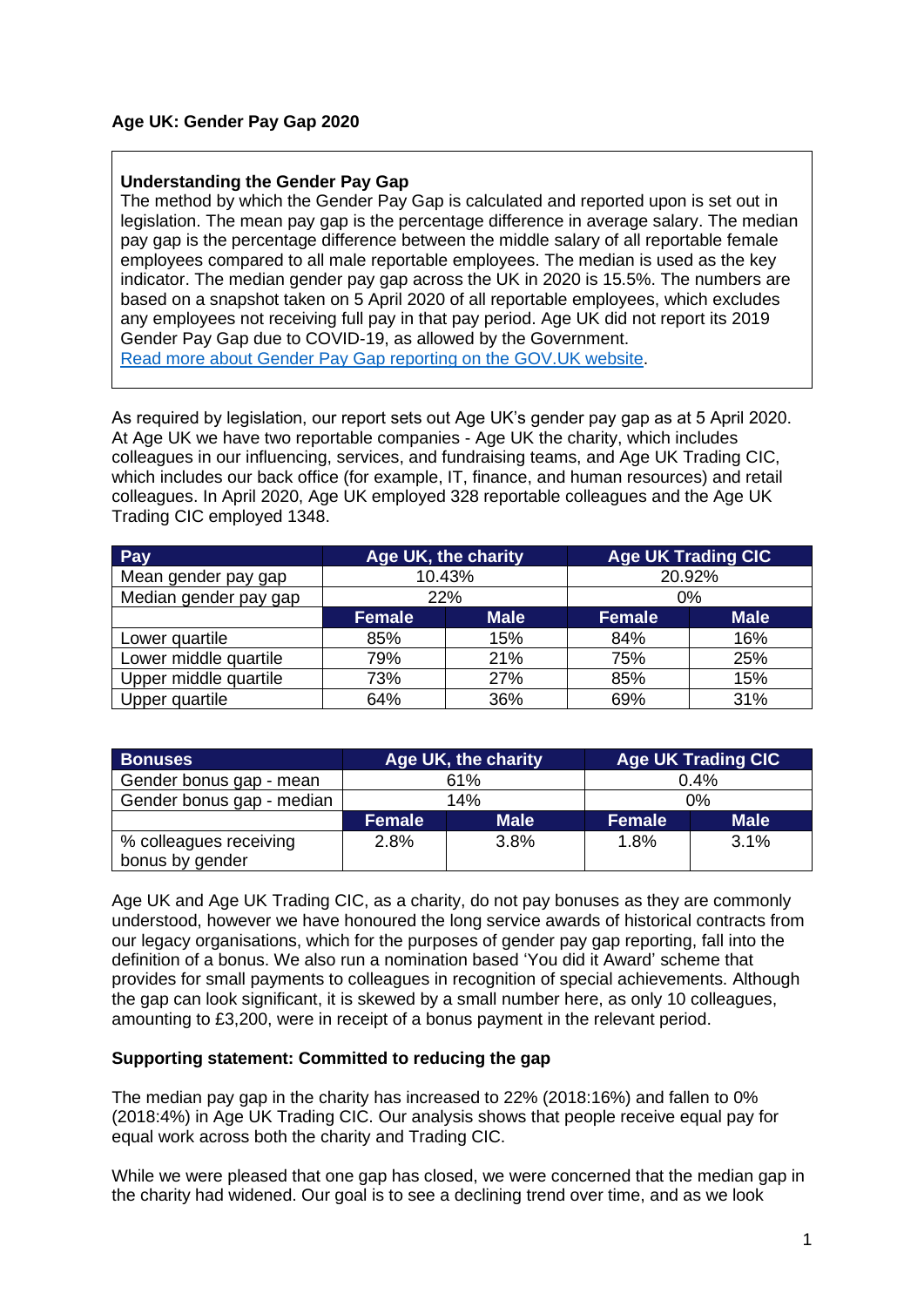**Age UK: Gender Pay Gap 2020**

> **Understanding the Gender Pay Gap**
> The method by which the Gender Pay Gap is calculated and reported upon is set out in legislation. The mean pay gap is the percentage difference in average salary. The median pay gap is the percentage difference between the middle salary of all reportable female employees compared to all male reportable employees. The median is used as the key indicator. The median gender pay gap across the UK in 2020 is 15.5%. The numbers are based on a snapshot taken on 5 April 2020 of all reportable employees, which excludes any employees not receiving full pay in that pay period. Age UK did not report its 2019 Gender Pay Gap due to COVID-19, as allowed by the Government.
> [Read more about Gender Pay Gap reporting on the GOV.UK website](#).

As required by legislation, our report sets out Age UK's gender pay gap as at 5 April 2020. At Age UK we have two reportable companies - Age UK the charity, which includes colleagues in our influencing, services, and fundraising teams, and Age UK Trading CIC, which includes our back office (for example, IT, finance, and human resources) and retail colleagues. In April 2020, Age UK employed 328 reportable colleagues and the Age UK Trading CIC employed 1348.

| Pay | Age UK, the charity | | Age UK Trading CIC | |
|---|---|---|---|---|
| Mean gender pay gap | 10.43% | | 20.92% | |
| Median gender pay gap | 22% | | 0% | |
| | Female | Male | Female | Male |
| Lower quartile | 85% | 15% | 84% | 16% |
| Lower middle quartile | 79% | 21% | 75% | 25% |
| Upper middle quartile | 73% | 27% | 85% | 15% |
| Upper quartile | 64% | 36% | 69% | 31% |

| Bonuses | Age UK, the charity | | Age UK Trading CIC | |
|---|---|---|---|---|
| Gender bonus gap - mean | 61% | | 0.4% | |
| Gender bonus gap - median | 14% | | 0% | |
| | Female | Male | Female | Male |
| % colleagues receiving bonus by gender | 2.8% | 3.8% | 1.8% | 3.1% |

Age UK and Age UK Trading CIC, as a charity, do not pay bonuses as they are commonly understood, however we have honoured the long service awards of historical contracts from our legacy organisations, which for the purposes of gender pay gap reporting, fall into the definition of a bonus. We also run a nomination based 'You did it Award' scheme that provides for small payments to colleagues in recognition of special achievements. Although the gap can look significant, it is skewed by a small number here, as only 10 colleagues, amounting to £3,200, were in receipt of a bonus payment in the relevant period.

**Supporting statement: Committed to reducing the gap**

The median pay gap in the charity has increased to 22% (2018:16%) and fallen to 0% (2018:4%) in Age UK Trading CIC. Our analysis shows that people receive equal pay for equal work across both the charity and Trading CIC.

While we were pleased that one gap has closed, we were concerned that the median gap in the charity had widened. Our goal is to see a declining trend over time, and as we look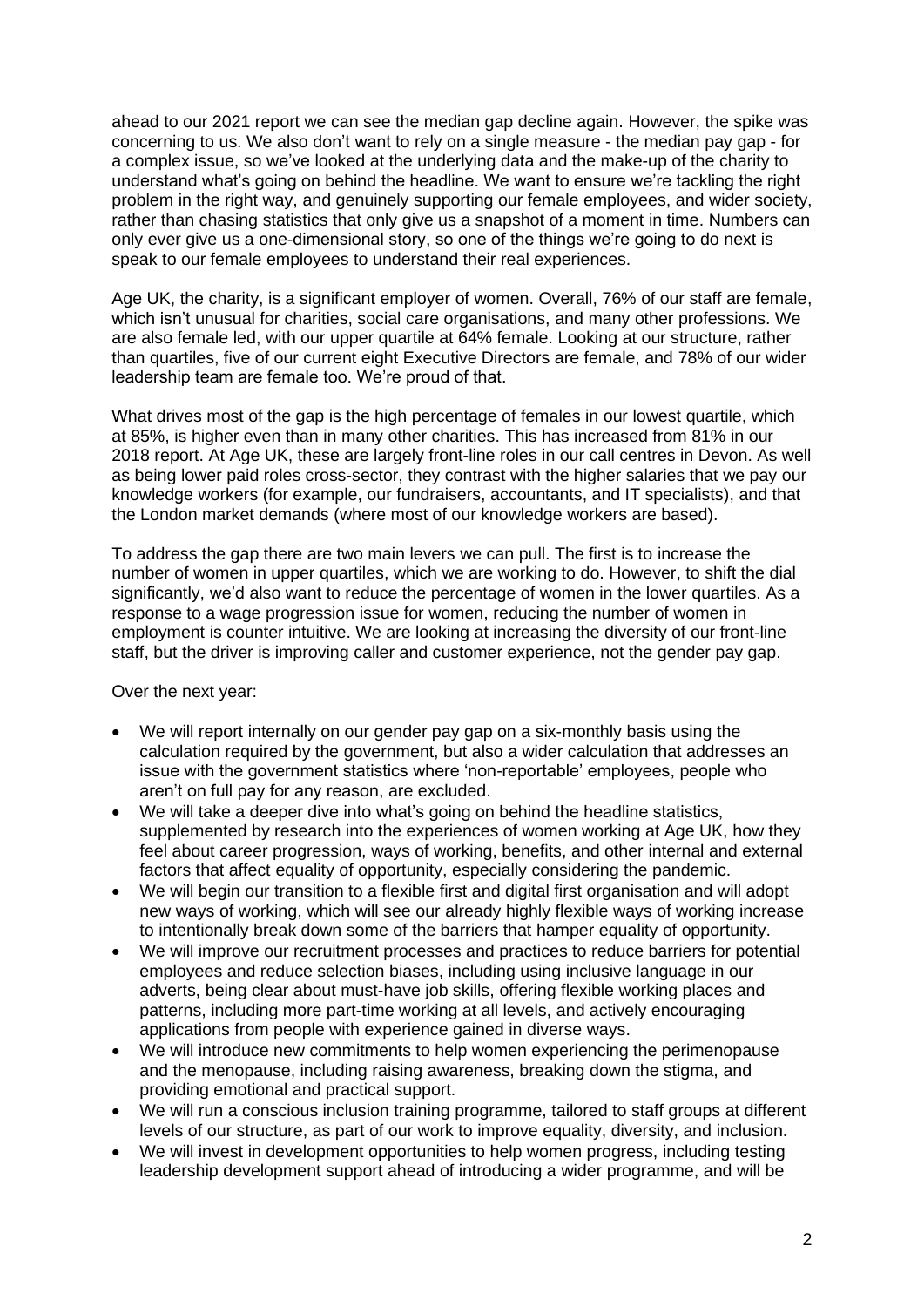ahead to our 2021 report we can see the median gap decline again. However, the spike was concerning to us. We also don't want to rely on a single measure - the median pay gap - for a complex issue, so we've looked at the underlying data and the make-up of the charity to understand what's going on behind the headline. We want to ensure we're tackling the right problem in the right way, and genuinely supporting our female employees, and wider society, rather than chasing statistics that only give us a snapshot of a moment in time. Numbers can only ever give us a one-dimensional story, so one of the things we're going to do next is speak to our female employees to understand their real experiences.

Age UK, the charity, is a significant employer of women. Overall, 76% of our staff are female, which isn't unusual for charities, social care organisations, and many other professions. We are also female led, with our upper quartile at 64% female. Looking at our structure, rather than quartiles, five of our current eight Executive Directors are female, and 78% of our wider leadership team are female too. We're proud of that.

What drives most of the gap is the high percentage of females in our lowest quartile, which at 85%, is higher even than in many other charities. This has increased from 81% in our 2018 report. At Age UK, these are largely front-line roles in our call centres in Devon. As well as being lower paid roles cross-sector, they contrast with the higher salaries that we pay our knowledge workers (for example, our fundraisers, accountants, and IT specialists), and that the London market demands (where most of our knowledge workers are based).

To address the gap there are two main levers we can pull. The first is to increase the number of women in upper quartiles, which we are working to do. However, to shift the dial significantly, we'd also want to reduce the percentage of women in the lower quartiles. As a response to a wage progression issue for women, reducing the number of women in employment is counter intuitive. We are looking at increasing the diversity of our front-line staff, but the driver is improving caller and customer experience, not the gender pay gap.

Over the next year:

- We will report internally on our gender pay gap on a six-monthly basis using the calculation required by the government, but also a wider calculation that addresses an issue with the government statistics where 'non-reportable' employees, people who aren't on full pay for any reason, are excluded.
- We will take a deeper dive into what's going on behind the headline statistics, supplemented by research into the experiences of women working at Age UK, how they feel about career progression, ways of working, benefits, and other internal and external factors that affect equality of opportunity, especially considering the pandemic.
- We will begin our transition to a flexible first and digital first organisation and will adopt new ways of working, which will see our already highly flexible ways of working increase to intentionally break down some of the barriers that hamper equality of opportunity.
- We will improve our recruitment processes and practices to reduce barriers for potential employees and reduce selection biases, including using inclusive language in our adverts, being clear about must-have job skills, offering flexible working places and patterns, including more part-time working at all levels, and actively encouraging applications from people with experience gained in diverse ways.
- We will introduce new commitments to help women experiencing the perimenopause and the menopause, including raising awareness, breaking down the stigma, and providing emotional and practical support.
- We will run a conscious inclusion training programme, tailored to staff groups at different levels of our structure, as part of our work to improve equality, diversity, and inclusion.
- We will invest in development opportunities to help women progress, including testing leadership development support ahead of introducing a wider programme, and will be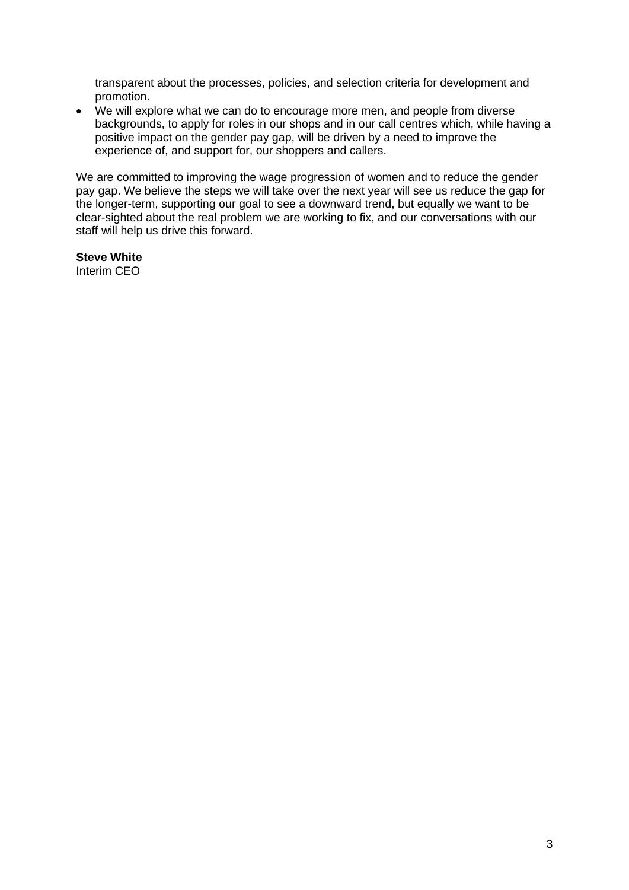transparent about the processes, policies, and selection criteria for development and promotion.

- We will explore what we can do to encourage more men, and people from diverse backgrounds, to apply for roles in our shops and in our call centres which, while having a positive impact on the gender pay gap, will be driven by a need to improve the experience of, and support for, our shoppers and callers.

We are committed to improving the wage progression of women and to reduce the gender pay gap. We believe the steps we will take over the next year will see us reduce the gap for the longer-term, supporting our goal to see a downward trend, but equally we want to be clear-sighted about the real problem we are working to fix, and our conversations with our staff will help us drive this forward.

**Steve White**
Interim CEO